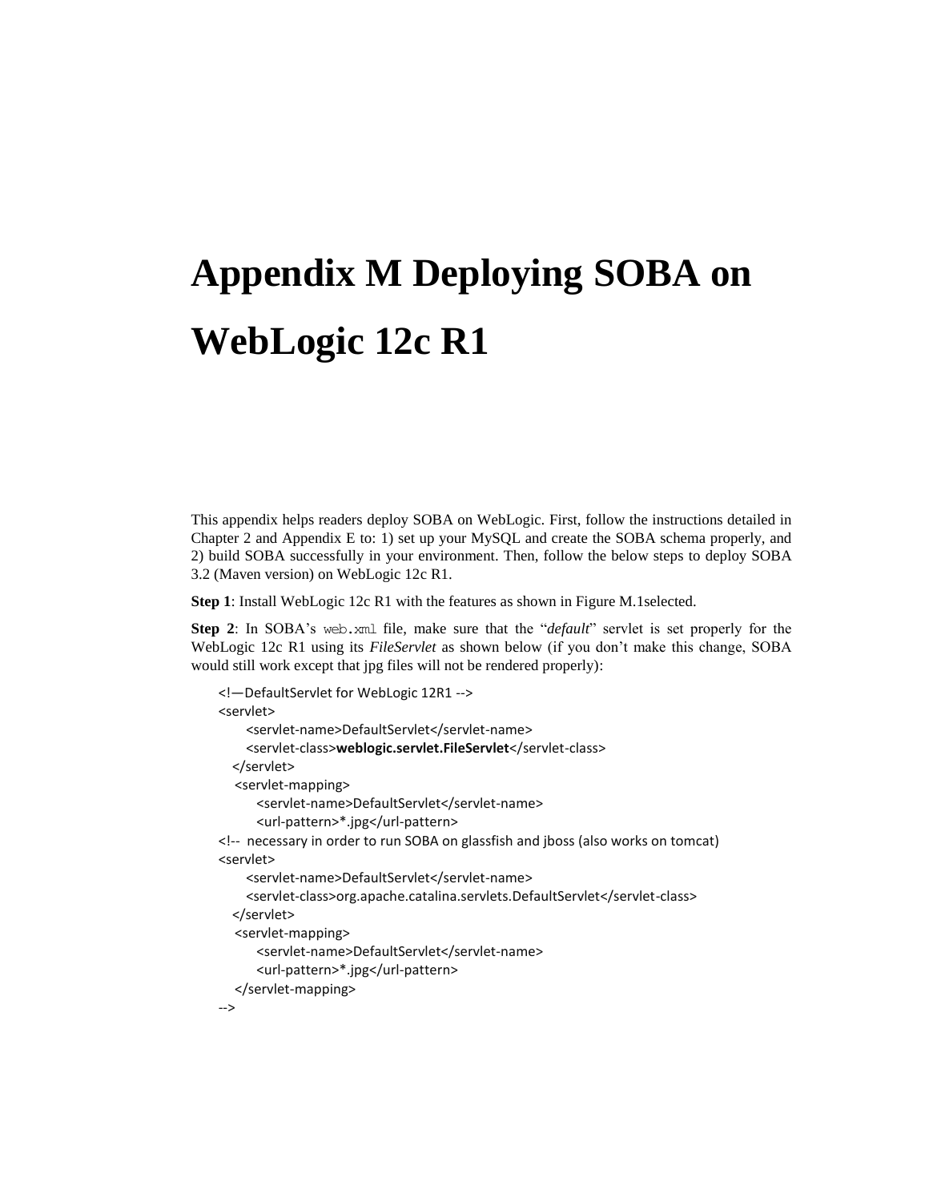# Appendix M Deploying SOBA on WebLogic 12c R1

This appendix helps readers deploy SOBA on WebLogic. First, follow the instructions detailed in Chapter 2 and Appendix E to: 1) set up your MySQL and create the SOBA schema properly, and 2) build SOBA successfully in your environment. Then, follow the below steps to deploy SOBA 3.2 (Maven version) on WebLogic 12c R1.

**Step 1**: Install WebLogic 12c R1 with the features as shown in Figure M.1selected.

**Step 2**: In SOBA's `web.xml` file, make sure that the "*default*" servlet is set properly for the WebLogic 12c R1 using its *FileServlet* as shown below (if you don't make this change, SOBA would still work except that jpg files will not be rendered properly):

```
<!—DefaultServlet for WebLogic 12R1 -->
<servlet>
     <servlet-name>DefaultServlet</servlet-name>
     <servlet-class>weblogic.servlet.FileServlet</servlet-class>
  </servlet>
  <servlet-mapping>
       <servlet-name>DefaultServlet</servlet-name>
       <url-pattern>*.jpg</url-pattern>
<!--  necessary in order to run SOBA on glassfish and jboss (also works on tomcat)
<servlet>
     <servlet-name>DefaultServlet</servlet-name>
     <servlet-class>org.apache.catalina.servlets.DefaultServlet</servlet-class>
  </servlet>
  <servlet-mapping>
       <servlet-name>DefaultServlet</servlet-name>
       <url-pattern>*.jpg</url-pattern>
  </servlet-mapping>
-->
```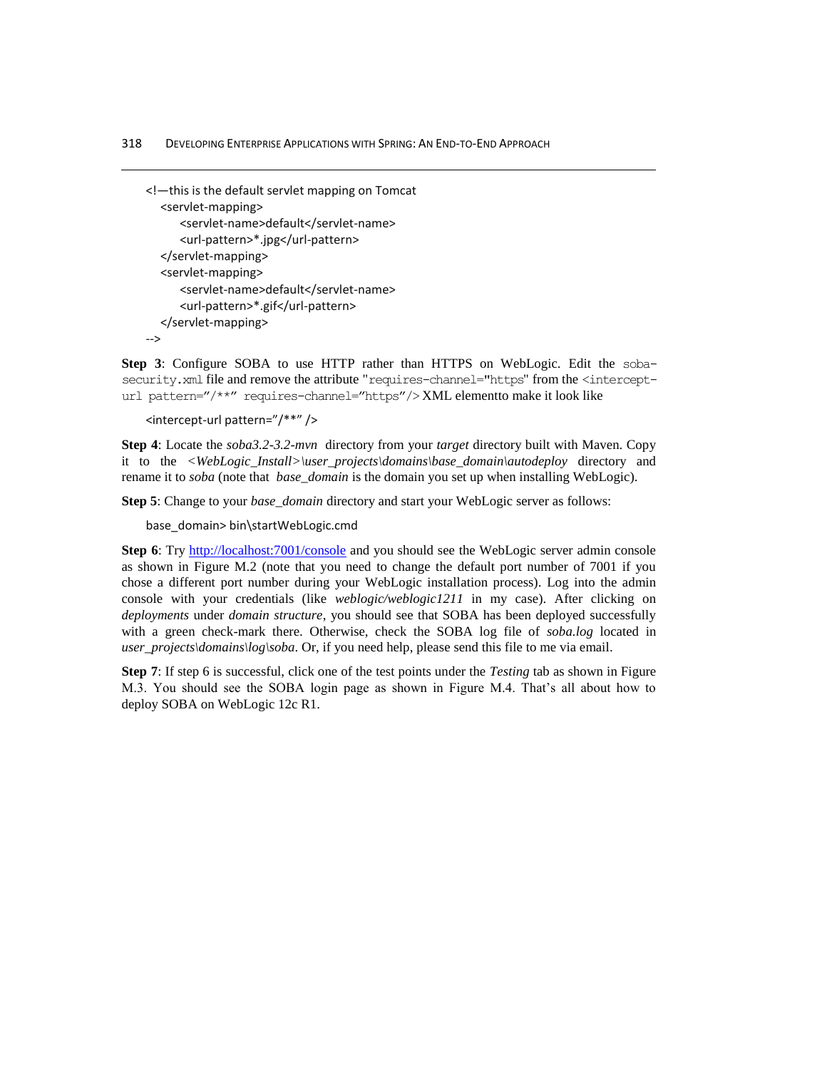```
<!—this is the default servlet mapping on Tomcat
   <servlet-mapping>
       <servlet-name>default</servlet-name>
       <url-pattern>*.jpg</url-pattern>
   </servlet-mapping>
   <servlet-mapping>
       <servlet-name>default</servlet-name>
       <url-pattern>*.gif</url-pattern>
   </servlet-mapping>
-->
```

**Step 3**: Configure SOBA to use HTTP rather than HTTPS on WebLogic. Edit the `soba-security.xml` file and remove the attribute "`requires-channel=`"`https`" from the `<intercept-url pattern="/**" requires-channel="https"/>` XML elementto make it look like

```
<intercept-url pattern="/**" />
```

**Step 4**: Locate the *soba3.2-3.2-mvn* directory from your *target* directory built with Maven. Copy it to the *<WebLogic_Install>\user_projects\domains\base_domain\autodeploy* directory and rename it to *soba* (note that *base_domain* is the domain you set up when installing WebLogic).

**Step 5**: Change to your *base_domain* directory and start your WebLogic server as follows:

```
base_domain> bin\startWebLogic.cmd
```

**Step 6**: Try http://localhost:7001/console and you should see the WebLogic server admin console as shown in Figure M.2 (note that you need to change the default port number of 7001 if you chose a different port number during your WebLogic installation process). Log into the admin console with your credentials (like *weblogic/weblogic1211* in my case). After clicking on *deployments* under *domain structure*, you should see that SOBA has been deployed successfully with a green check-mark there. Otherwise, check the SOBA log file of *soba.log* located in *user_projects\domains\log\soba*. Or, if you need help, please send this file to me via email.

**Step 7**: If step 6 is successful, click one of the test points under the *Testing* tab as shown in Figure M.3. You should see the SOBA login page as shown in Figure M.4. That's all about how to deploy SOBA on WebLogic 12c R1.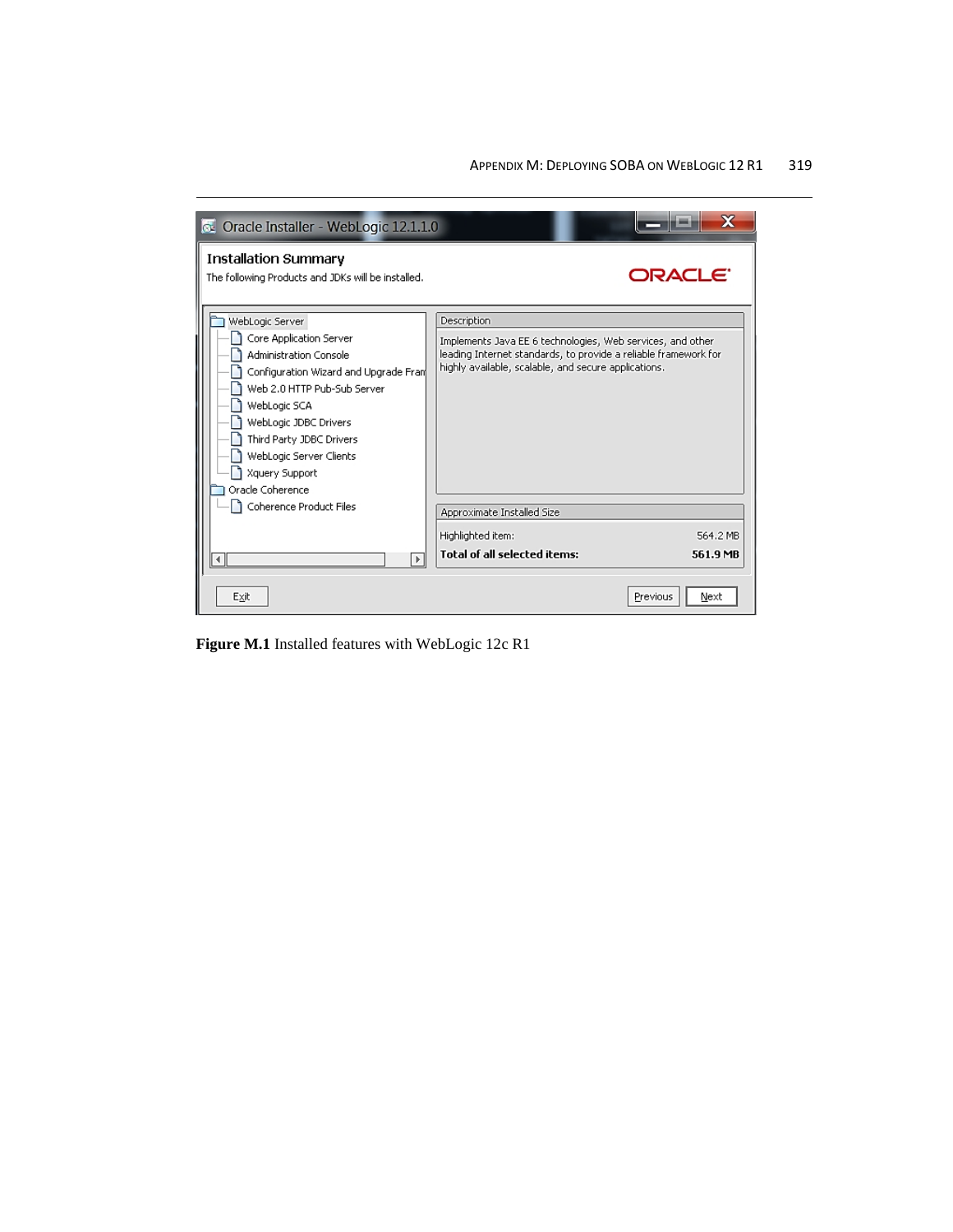**Figure M.1** Installed features with WebLogic 12c R1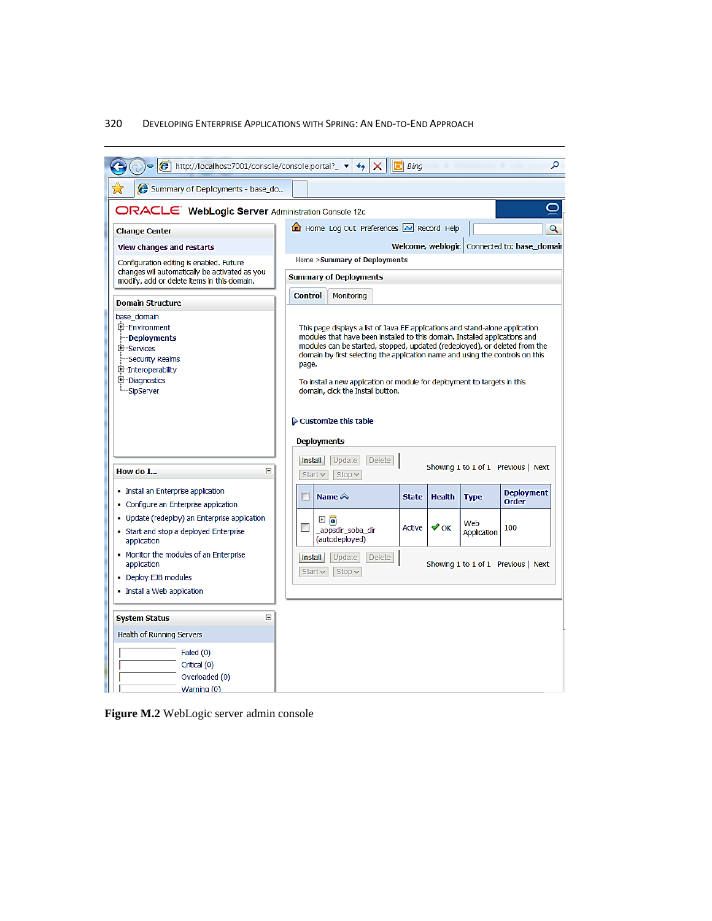**Figure M.2** WebLogic server admin console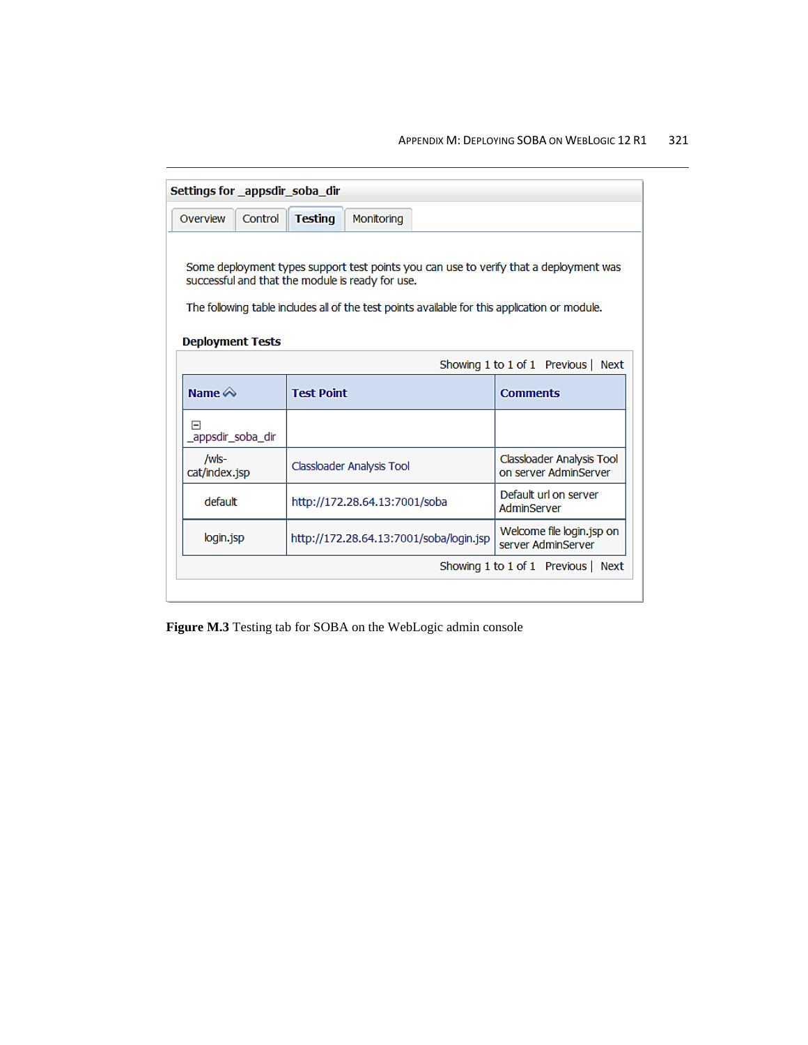**Settings for _appsdir_soba_dir**

Overview | Control | **Testing** | Monitoring

Some deployment types support test points you can use to verify that a deployment was successful and that the module is ready for use.

The following table includes all of the test points available for this application or module.

**Deployment Tests**

Showing 1 to 1 of 1 Previous | Next

| Name | Test Point | Comments |
|---|---|---|
| _appsdir_soba_dir | | |
| /wls-cat/index.jsp | Classloader Analysis Tool | Classloader Analysis Tool on server AdminServer |
| default | http://172.28.64.13:7001/soba | Default url on server AdminServer |
| login.jsp | http://172.28.64.13:7001/soba/login.jsp | Welcome file login.jsp on server AdminServer |

Showing 1 to 1 of 1 Previous | Next

**Figure M.3** Testing tab for SOBA on the WebLogic admin console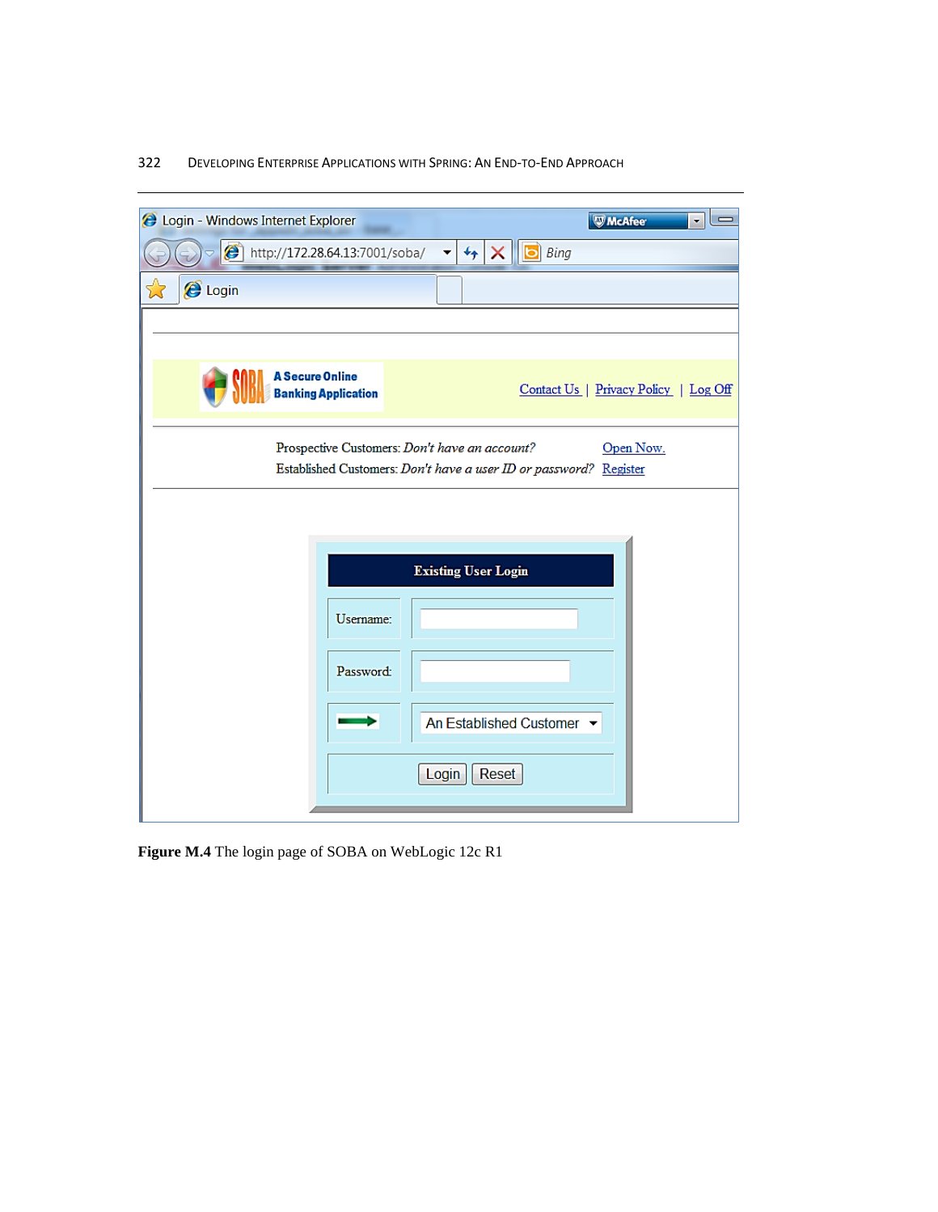**Figure M.4** The login page of SOBA on WebLogic 12c R1